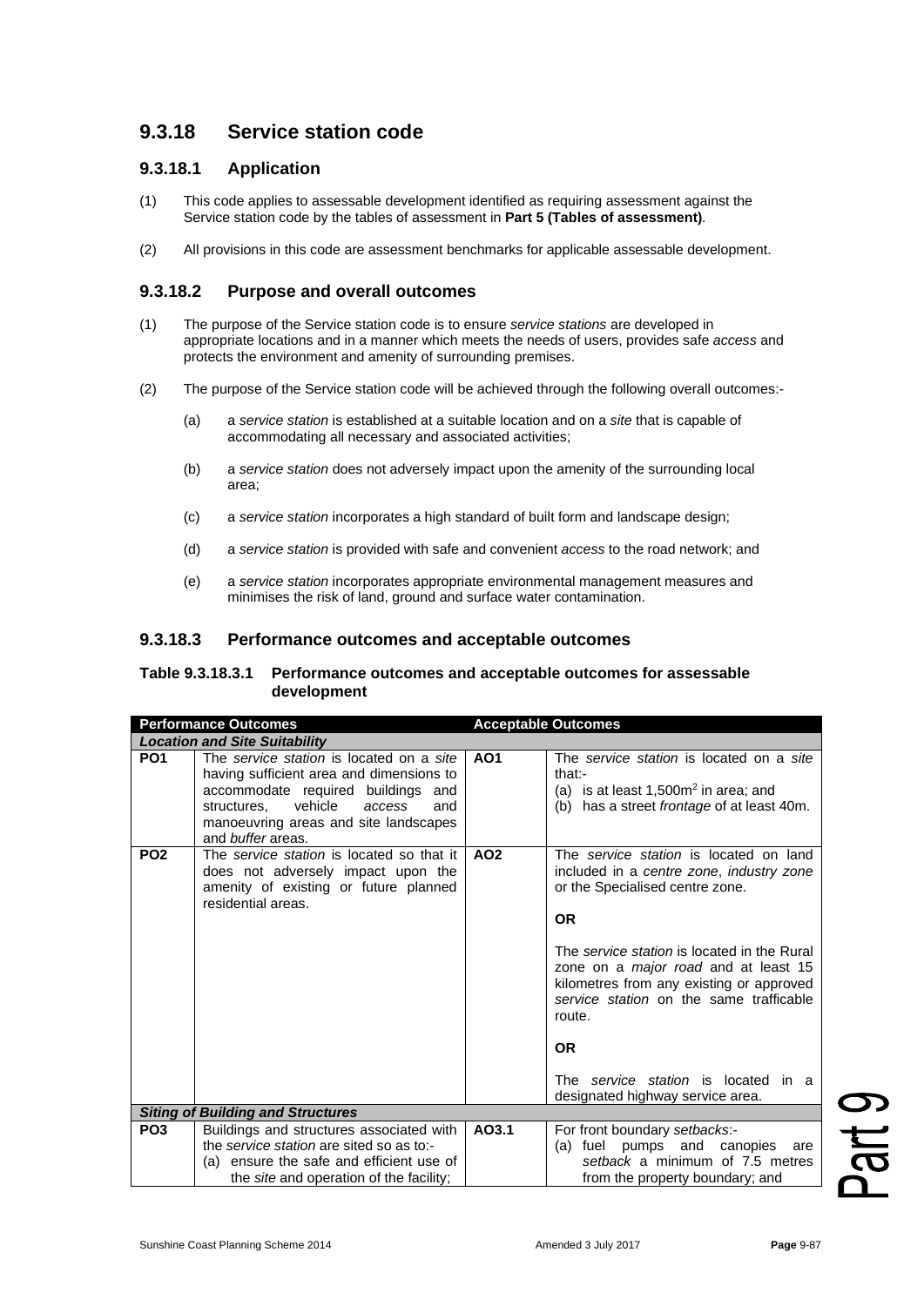## 9.3.18 Service station code

### 9.3.18.1 Application

(1) This code applies to assessable development identified as requiring assessment against the Service station code by the tables of assessment in **Part 5 (Tables of assessment)**.

(2) All provisions in this code are assessment benchmarks for applicable assessable development.

### 9.3.18.2 Purpose and overall outcomes

(1) The purpose of the Service station code is to ensure *service stations* are developed in appropriate locations and in a manner which meets the needs of users, provides safe *access* and protects the environment and amenity of surrounding premises.

(2) The purpose of the Service station code will be achieved through the following overall outcomes:-

(a) a *service station* is established at a suitable location and on a *site* that is capable of accommodating all necessary and associated activities;

(b) a *service station* does not adversely impact upon the amenity of the surrounding local area;

(c) a *service station* incorporates a high standard of built form and landscape design;

(d) a *service station* is provided with safe and convenient *access* to the road network; and

(e) a *service station* incorporates appropriate environmental management measures and minimises the risk of land, ground and surface water contamination.

### 9.3.18.3 Performance outcomes and acceptable outcomes

#### Table 9.3.18.3.1 Performance outcomes and acceptable outcomes for assessable development

| Performance Outcomes | | Acceptable Outcomes | |
|---|---|---|---|
| ***Location and Site Suitability*** | | | |
| **PO1** | The *service station* is located on a *site* having sufficient area and dimensions to accommodate required buildings and structures, vehicle *access* and manoeuvring areas and site landscapes and *buffer* areas. | **AO1** | The *service station* is located on a *site* that:-<br>(a) is at least 1,500m$^2$ in area; and<br>(b) has a street *frontage* of at least 40m. |
| **PO2** | The *service station* is located so that it does not adversely impact upon the amenity of existing or future planned residential areas. | **AO2** | The *service station* is located on land included in a *centre zone*, *industry zone* or the Specialised centre zone.<br><br>**OR**<br><br>The *service station* is located in the Rural zone on a *major road* and at least 15 kilometres from any existing or approved *service station* on the same trafficable route.<br><br>**OR**<br><br>The *service station* is located in a designated highway service area. |
| ***Siting of Building and Structures*** | | | |
| **PO3** | Buildings and structures associated with the *service station* are sited so as to:-<br>(a) ensure the safe and efficient use of the *site* and operation of the facility; | **AO3.1** | For front boundary *setbacks*:-<br>(a) fuel pumps and canopies are *setback* a minimum of 7.5 metres from the property boundary; and |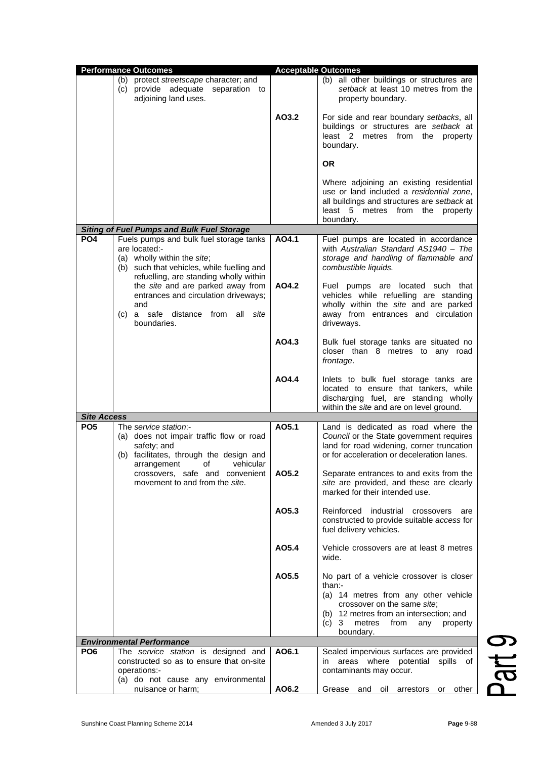| Performance Outcomes | | Acceptable Outcomes | |
|---|---|---|---|
| | (b) protect *streetscape* character; and<br>(c) provide adequate separation to adjoining land uses. | | (b) all other buildings or structures are *setback* at least 10 metres from the property boundary. |
| | | AO3.2 | For side and rear boundary *setbacks*, all buildings or structures are *setback* at least 2 metres from the property boundary.<br><br>**OR**<br><br>Where adjoining an existing residential use or land included a *residential zone*, all buildings and structures are *setback* at least 5 metres from the property boundary. |
| ***Siting of Fuel Pumps and Bulk Fuel Storage*** | | | |
| **PO4** | Fuels pumps and bulk fuel storage tanks are located:-<br>(a) wholly within the *site*;<br>(b) such that vehicles, while fuelling and refuelling, are standing wholly within the *site* and are parked away from entrances and circulation driveways; and<br>(c) a safe distance from all *site* boundaries. | **AO4.1** | Fuel pumps are located in accordance with *Australian Standard AS1940 – The storage and handling of flammable and combustible liquids.* |
| | | **AO4.2** | Fuel pumps are located such that vehicles while refuelling are standing wholly within the *site* and are parked away from entrances and circulation driveways. |
| | | **AO4.3** | Bulk fuel storage tanks are situated no closer than 8 metres to any road *frontage*. |
| | | **AO4.4** | Inlets to bulk fuel storage tanks are located to ensure that tankers, while discharging fuel, are standing wholly within the *site* and are on level ground. |
| ***Site Access*** | | | |
| **PO5** | The *service station*:-<br>(a) does not impair traffic flow or road safety; and<br>(b) facilitates, through the design and arrangement of vehicular crossovers, safe and convenient movement to and from the *site*. | **AO5.1** | Land is dedicated as road where the *Council* or the State government requires land for road widening, corner truncation or for acceleration or deceleration lanes. |
| | | **AO5.2** | Separate entrances to and exits from the *site* are provided, and these are clearly marked for their intended use. |
| | | **AO5.3** | Reinforced industrial crossovers are constructed to provide suitable *access* for fuel delivery vehicles. |
| | | **AO5.4** | Vehicle crossovers are at least 8 metres wide. |
| | | **AO5.5** | No part of a vehicle crossover is closer than:-<br>(a) 14 metres from any other vehicle crossover on the same *site*;<br>(b) 12 metres from an intersection; and<br>(c) 3 metres from any property boundary. |
| ***Environmental Performance*** | | | |
| **PO6** | The *service station* is designed and constructed so as to ensure that on-site operations:-<br>(a) do not cause any environmental nuisance or harm; | **AO6.1** | Sealed impervious surfaces are provided in areas where potential spills of contaminants may occur. |
| | | **AO6.2** | Grease and oil arrestors or other |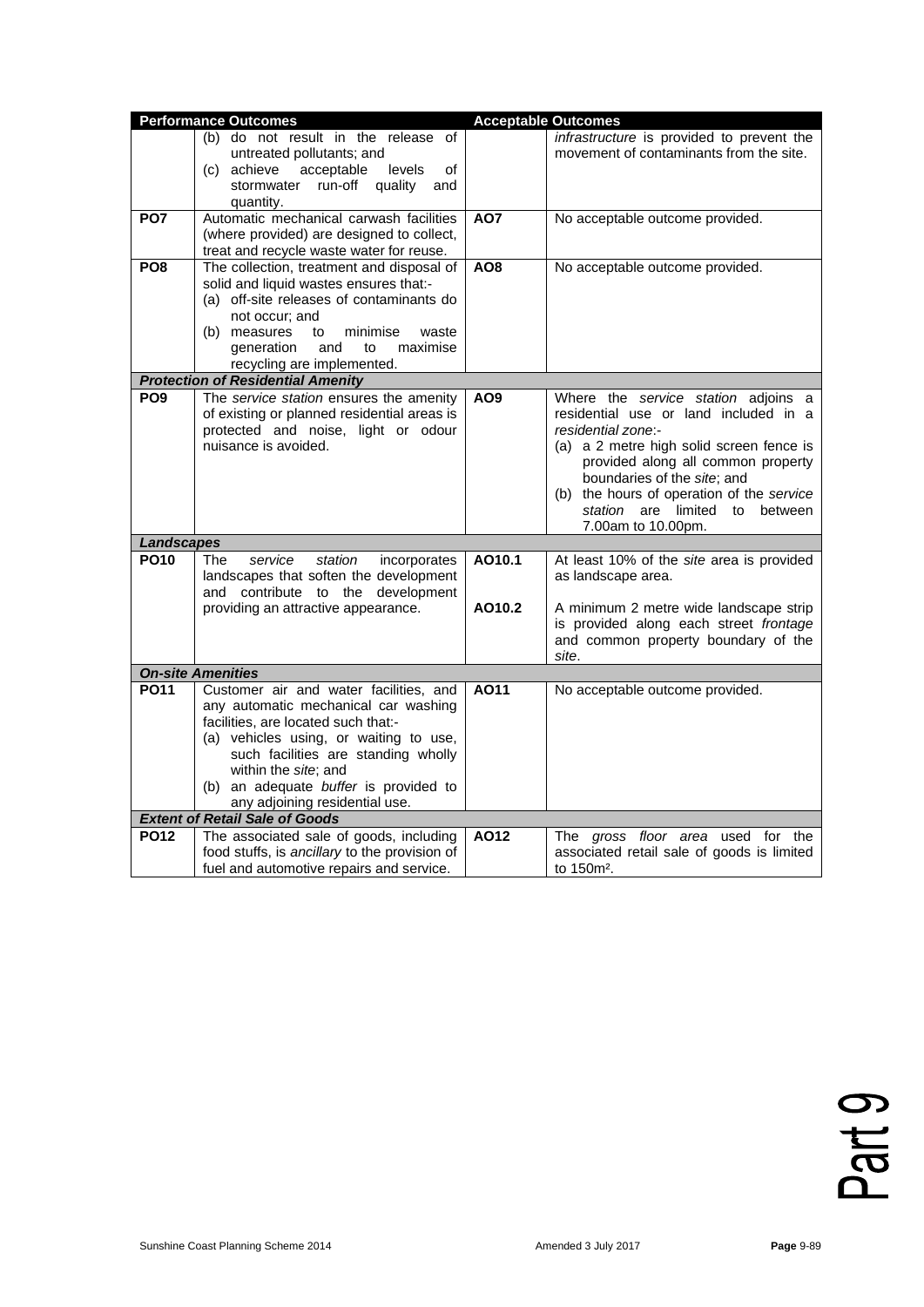| Performance Outcomes | | Acceptable Outcomes | |
|---|---|---|---|
| | (b) do not result in the release of untreated pollutants; and<br>(c) achieve acceptable levels of stormwater run-off quality and quantity. | | *infrastructure* is provided to prevent the movement of contaminants from the site. |
| **PO7** | Automatic mechanical carwash facilities (where provided) are designed to collect, treat and recycle waste water for reuse. | **AO7** | No acceptable outcome provided. |
| **PO8** | The collection, treatment and disposal of solid and liquid wastes ensures that:-<br>(a) off-site releases of contaminants do not occur; and<br>(b) measures to minimise waste generation and to maximise recycling are implemented. | **AO8** | No acceptable outcome provided. |
| ***Protection of Residential Amenity*** | | | |
| **PO9** | The *service station* ensures the amenity of existing or planned residential areas is protected and noise, light or odour nuisance is avoided. | **AO9** | Where the *service station* adjoins a residential use or land included in a *residential zone*:-<br>(a) a 2 metre high solid screen fence is provided along all common property boundaries of the *site*; and<br>(b) the hours of operation of the *service station* are limited to between 7.00am to 10.00pm. |
| ***Landscapes*** | | | |
| **PO10** | The *service station* incorporates landscapes that soften the development and contribute to the development providing an attractive appearance. | **AO10.1** | At least 10% of the *site* area is provided as landscape area. |
| | | **AO10.2** | A minimum 2 metre wide landscape strip is provided along each street *frontage* and common property boundary of the *site*. |
| ***On-site Amenities*** | | | |
| **PO11** | Customer air and water facilities, and any automatic mechanical car washing facilities, are located such that:-<br>(a) vehicles using, or waiting to use, such facilities are standing wholly within the *site*; and<br>(b) an adequate *buffer* is provided to any adjoining residential use. | **AO11** | No acceptable outcome provided. |
| ***Extent of Retail Sale of Goods*** | | | |
| **PO12** | The associated sale of goods, including food stuffs, is *ancillary* to the provision of fuel and automotive repairs and service. | **AO12** | The *gross floor area* used for the associated retail sale of goods is limited to 150m². |